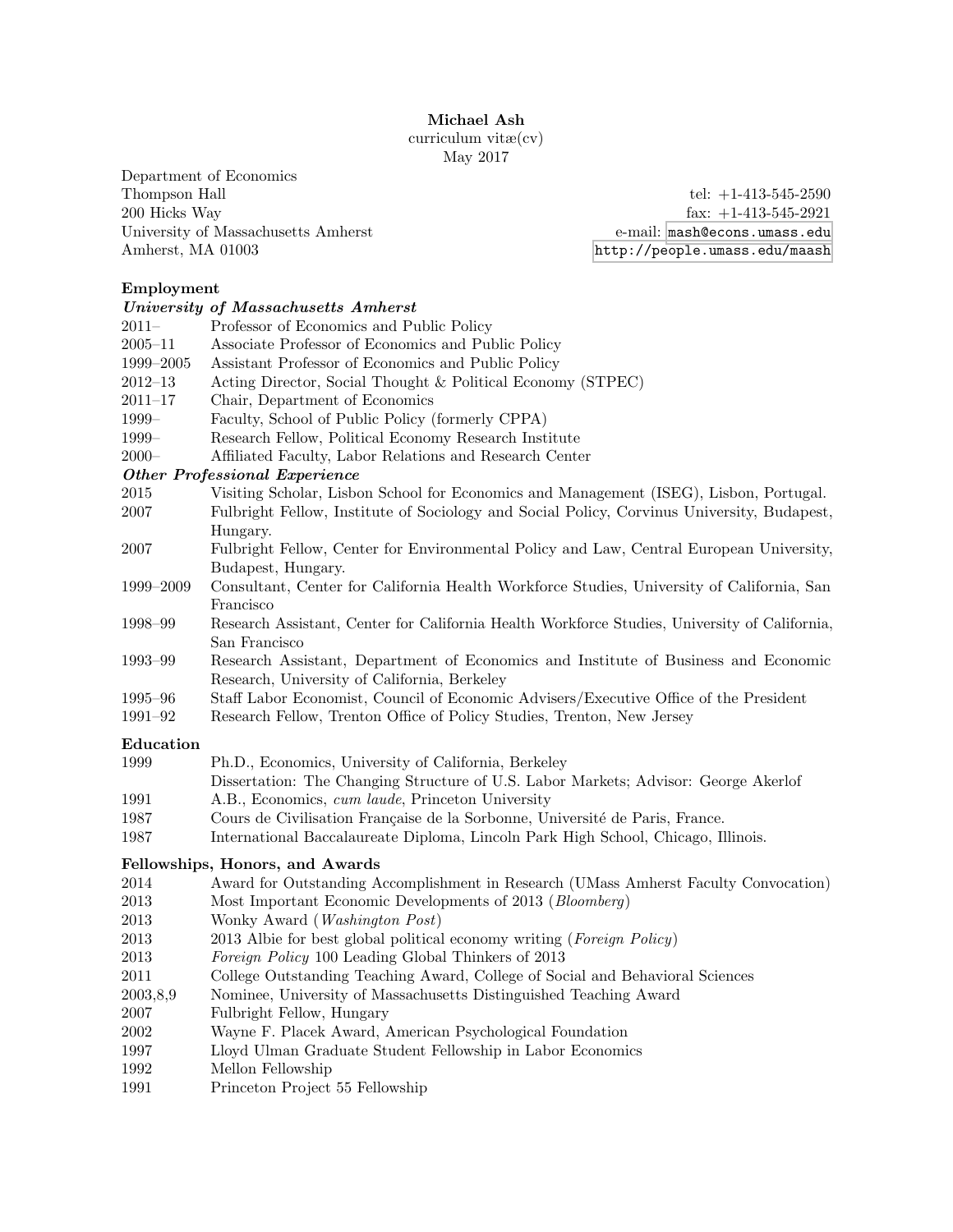# Michael Ash

curriculum vitæ(cv)

May 2017

Department of Economics
Thompson Hall
200 Hicks Way
University of Massachusetts Amherst
Amherst, MA 01003

tel: +1-413-545-2590
fax: +1-413-545-2921
e-mail: mash@econs.umass.edu
http://people.umass.edu/maash

## Employment

### *University of Massachusetts Amherst*

| | |
|---|---|
| 2011– | Professor of Economics and Public Policy |
| 2005–11 | Associate Professor of Economics and Public Policy |
| 1999–2005 | Assistant Professor of Economics and Public Policy |
| 2012–13 | Acting Director, Social Thought & Political Economy (STPEC) |
| 2011–17 | Chair, Department of Economics |
| 1999– | Faculty, School of Public Policy (formerly CPPA) |
| 1999– | Research Fellow, Political Economy Research Institute |
| 2000– | Affiliated Faculty, Labor Relations and Research Center |

### *Other Professional Experience*

| | |
|---|---|
| 2015 | Visiting Scholar, Lisbon School for Economics and Management (ISEG), Lisbon, Portugal. |
| 2007 | Fulbright Fellow, Institute of Sociology and Social Policy, Corvinus University, Budapest, Hungary. |
| 2007 | Fulbright Fellow, Center for Environmental Policy and Law, Central European University, Budapest, Hungary. |
| 1999–2009 | Consultant, Center for California Health Workforce Studies, University of California, San Francisco |
| 1998–99 | Research Assistant, Center for California Health Workforce Studies, University of California, San Francisco |
| 1993–99 | Research Assistant, Department of Economics and Institute of Business and Economic Research, University of California, Berkeley |
| 1995–96 | Staff Labor Economist, Council of Economic Advisers/Executive Office of the President |
| 1991–92 | Research Fellow, Trenton Office of Policy Studies, Trenton, New Jersey |

## Education

| | |
|---|---|
| 1999 | Ph.D., Economics, University of California, Berkeley<br>Dissertation: The Changing Structure of U.S. Labor Markets; Advisor: George Akerlof |
| 1991 | A.B., Economics, *cum laude*, Princeton University |
| 1987 | Cours de Civilisation Française de la Sorbonne, Université de Paris, France. |
| 1987 | International Baccalaureate Diploma, Lincoln Park High School, Chicago, Illinois. |

## Fellowships, Honors, and Awards

| | |
|---|---|
| 2014 | Award for Outstanding Accomplishment in Research (UMass Amherst Faculty Convocation) |
| 2013 | Most Important Economic Developments of 2013 (*Bloomberg*) |
| 2013 | Wonky Award (*Washington Post*) |
| 2013 | 2013 Albie for best global political economy writing (*Foreign Policy*) |
| 2013 | *Foreign Policy* 100 Leading Global Thinkers of 2013 |
| 2011 | College Outstanding Teaching Award, College of Social and Behavioral Sciences |
| 2003,8,9 | Nominee, University of Massachusetts Distinguished Teaching Award |
| 2007 | Fulbright Fellow, Hungary |
| 2002 | Wayne F. Placek Award, American Psychological Foundation |
| 1997 | Lloyd Ulman Graduate Student Fellowship in Labor Economics |
| 1992 | Mellon Fellowship |
| 1991 | Princeton Project 55 Fellowship |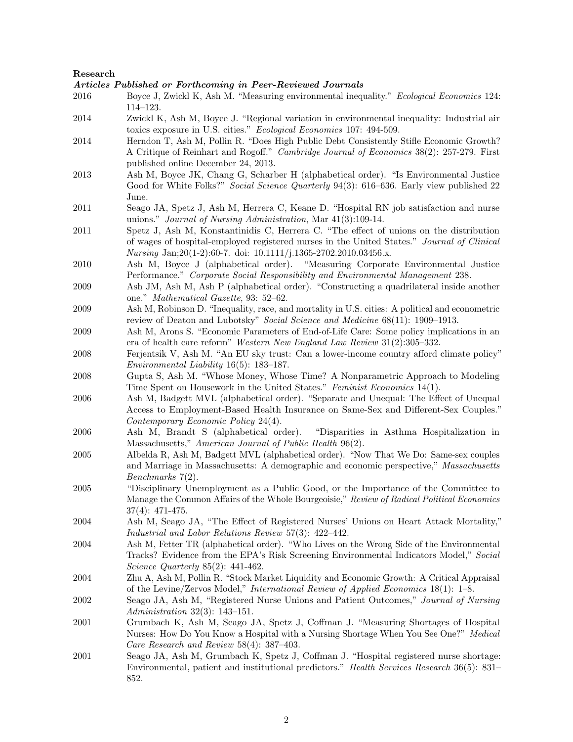**Research**

***Articles Published or Forthcoming in Peer-Reviewed Journals***

2016 Boyce J, Zwickl K, Ash M. "Measuring environmental inequality." *Ecological Economics* 124: 114–123.

2014 Zwickl K, Ash M, Boyce J. "Regional variation in environmental inequality: Industrial air toxics exposure in U.S. cities." *Ecological Economics* 107: 494-509.

2014 Herndon T, Ash M, Pollin R. "Does High Public Debt Consistently Stifle Economic Growth? A Critique of Reinhart and Rogoff." *Cambridge Journal of Economics* 38(2): 257-279. First published online December 24, 2013.

2013 Ash M, Boyce JK, Chang G, Scharber H (alphabetical order). "Is Environmental Justice Good for White Folks?" *Social Science Quarterly* 94(3): 616–636. Early view published 22 June.

2011 Seago JA, Spetz J, Ash M, Herrera C, Keane D. "Hospital RN job satisfaction and nurse unions." *Journal of Nursing Administration*, Mar 41(3):109-14.

2011 Spetz J, Ash M, Konstantinidis C, Herrera C. "The effect of unions on the distribution of wages of hospital-employed registered nurses in the United States." *Journal of Clinical Nursing* Jan;20(1-2):60-7. doi: 10.1111/j.1365-2702.2010.03456.x.

2010 Ash M, Boyce J (alphabetical order). "Measuring Corporate Environmental Justice Performance." *Corporate Social Responsibility and Environmental Management* 238.

2009 Ash JM, Ash M, Ash P (alphabetical order). "Constructing a quadrilateral inside another one." *Mathematical Gazette*, 93: 52–62.

2009 Ash M, Robinson D. "Inequality, race, and mortality in U.S. cities: A political and econometric review of Deaton and Lubotsky" *Social Science and Medicine* 68(11): 1909–1913.

2009 Ash M, Arons S. "Economic Parameters of End-of-Life Care: Some policy implications in an era of health care reform" *Western New England Law Review* 31(2):305–332.

2008 Ferjentsik V, Ash M. "An EU sky trust: Can a lower-income country afford climate policy" *Environmental Liability* 16(5): 183–187.

2008 Gupta S, Ash M. "Whose Money, Whose Time? A Nonparametric Approach to Modeling Time Spent on Housework in the United States." *Feminist Economics* 14(1).

2006 Ash M, Badgett MVL (alphabetical order). "Separate and Unequal: The Effect of Unequal Access to Employment-Based Health Insurance on Same-Sex and Different-Sex Couples." *Contemporary Economic Policy* 24(4).

2006 Ash M, Brandt S (alphabetical order). "Disparities in Asthma Hospitalization in Massachusetts," *American Journal of Public Health* 96(2).

2005 Albelda R, Ash M, Badgett MVL (alphabetical order). "Now That We Do: Same-sex couples and Marriage in Massachusetts: A demographic and economic perspective," *Massachusetts Benchmarks* 7(2).

2005 "Disciplinary Unemployment as a Public Good, or the Importance of the Committee to Manage the Common Affairs of the Whole Bourgeoisie," *Review of Radical Political Economics* 37(4): 471-475.

2004 Ash M, Seago JA, "The Effect of Registered Nurses' Unions on Heart Attack Mortality," *Industrial and Labor Relations Review* 57(3): 422–442.

2004 Ash M, Fetter TR (alphabetical order). "Who Lives on the Wrong Side of the Environmental Tracks? Evidence from the EPA's Risk Screening Environmental Indicators Model," *Social Science Quarterly* 85(2): 441-462.

2004 Zhu A, Ash M, Pollin R. "Stock Market Liquidity and Economic Growth: A Critical Appraisal of the Levine/Zervos Model," *International Review of Applied Economics* 18(1): 1–8.

2002 Seago JA, Ash M, "Registered Nurse Unions and Patient Outcomes," *Journal of Nursing Administration* 32(3): 143–151.

2001 Grumbach K, Ash M, Seago JA, Spetz J, Coffman J. "Measuring Shortages of Hospital Nurses: How Do You Know a Hospital with a Nursing Shortage When You See One?" *Medical Care Research and Review* 58(4): 387–403.

2001 Seago JA, Ash M, Grumbach K, Spetz J, Coffman J. "Hospital registered nurse shortage: Environmental, patient and institutional predictors." *Health Services Research* 36(5): 831–852.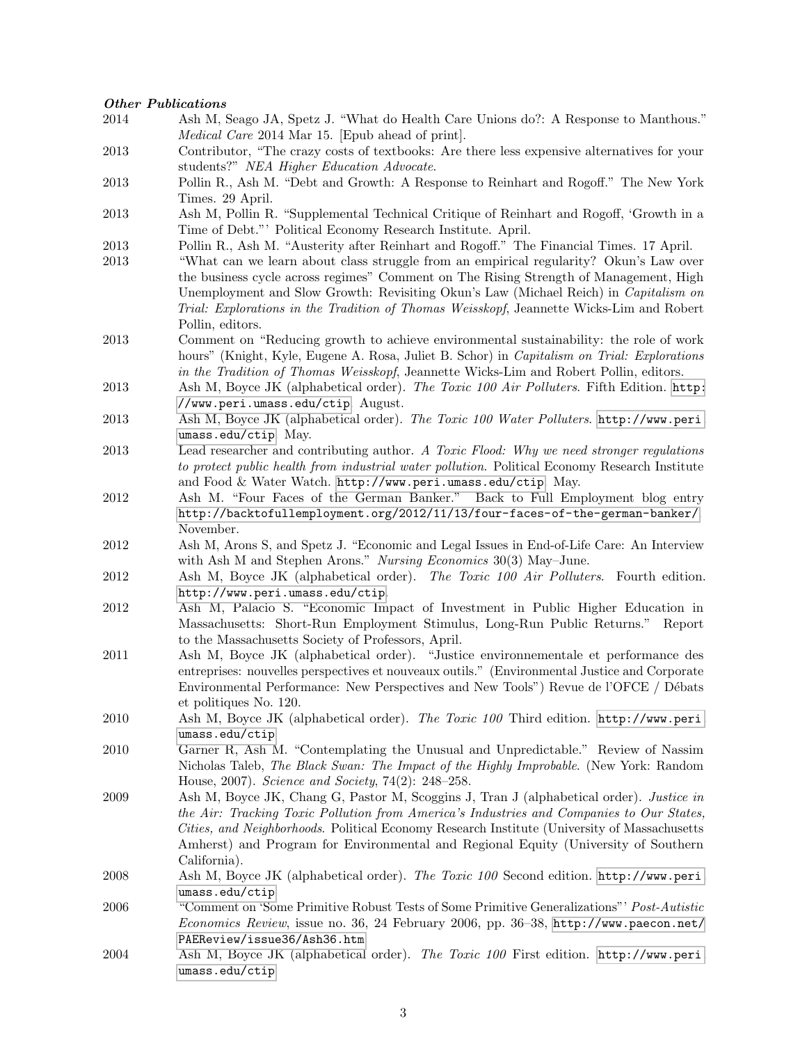***Other Publications***

2014 Ash M, Seago JA, Spetz J. "What do Health Care Unions do?: A Response to Manthous." *Medical Care* 2014 Mar 15. [Epub ahead of print].

2013 Contributor, "The crazy costs of textbooks: Are there less expensive alternatives for your students?" *NEA Higher Education Advocate*.

2013 Pollin R., Ash M. "Debt and Growth: A Response to Reinhart and Rogoff." The New York Times. 29 April.

2013 Ash M, Pollin R. "Supplemental Technical Critique of Reinhart and Rogoff, 'Growth in a Time of Debt."' Political Economy Research Institute. April.

2013 Pollin R., Ash M. "Austerity after Reinhart and Rogoff." The Financial Times. 17 April.

2013 "What can we learn about class struggle from an empirical regularity? Okun's Law over the business cycle across regimes" Comment on The Rising Strength of Management, High Unemployment and Slow Growth: Revisiting Okun's Law (Michael Reich) in *Capitalism on Trial: Explorations in the Tradition of Thomas Weisskopf*, Jeannette Wicks-Lim and Robert Pollin, editors.

2013 Comment on "Reducing growth to achieve environmental sustainability: the role of work hours" (Knight, Kyle, Eugene A. Rosa, Juliet B. Schor) in *Capitalism on Trial: Explorations in the Tradition of Thomas Weisskopf*, Jeannette Wicks-Lim and Robert Pollin, editors.

2013 Ash M, Boyce JK (alphabetical order). *The Toxic 100 Air Polluters*. Fifth Edition. http://www.peri.umass.edu/ctip August.

2013 Ash M, Boyce JK (alphabetical order). *The Toxic 100 Water Polluters*. http://www.peri.umass.edu/ctip May.

2013 Lead researcher and contributing author. *A Toxic Flood: Why we need stronger regulations to protect public health from industrial water pollution*. Political Economy Research Institute and Food & Water Watch. http://www.peri.umass.edu/ctip May.

2012 Ash M. "Four Faces of the German Banker." Back to Full Employment blog entry http://backtofullemployment.org/2012/11/13/four-faces-of-the-german-banker/ November.

2012 Ash M, Arons S, and Spetz J. "Economic and Legal Issues in End-of-Life Care: An Interview with Ash M and Stephen Arons." *Nursing Economics* 30(3) May–June.

2012 Ash M, Boyce JK (alphabetical order). *The Toxic 100 Air Polluters*. Fourth edition. http://www.peri.umass.edu/ctip.

2012 Ash M, Palacio S. "Economic Impact of Investment in Public Higher Education in Massachusetts: Short-Run Employment Stimulus, Long-Run Public Returns." Report to the Massachusetts Society of Professors, April.

2011 Ash M, Boyce JK (alphabetical order). "Justice environnementale et performance des entreprises: nouvelles perspectives et nouveaux outils." (Environmental Justice and Corporate Environmental Performance: New Perspectives and New Tools") Revue de l'OFCE / Débats et politiques No. 120.

2010 Ash M, Boyce JK (alphabetical order). *The Toxic 100* Third edition. http://www.peri.umass.edu/ctip

2010 Garner R, Ash M. "Contemplating the Unusual and Unpredictable." Review of Nassim Nicholas Taleb, *The Black Swan: The Impact of the Highly Improbable*. (New York: Random House, 2007). *Science and Society*, 74(2): 248–258.

2009 Ash M, Boyce JK, Chang G, Pastor M, Scoggins J, Tran J (alphabetical order). *Justice in the Air: Tracking Toxic Pollution from America's Industries and Companies to Our States, Cities, and Neighborhoods*. Political Economy Research Institute (University of Massachusetts Amherst) and Program for Environmental and Regional Equity (University of Southern California).

2008 Ash M, Boyce JK (alphabetical order). *The Toxic 100* Second edition. http://www.peri.umass.edu/ctip

2006 "Comment on 'Some Primitive Robust Tests of Some Primitive Generalizations"' *Post-Autistic Economics Review*, issue no. 36, 24 February 2006, pp. 36–38, http://www.paecon.net/PAEReview/issue36/Ash36.htm

2004 Ash M, Boyce JK (alphabetical order). *The Toxic 100* First edition. http://www.peri.umass.edu/ctip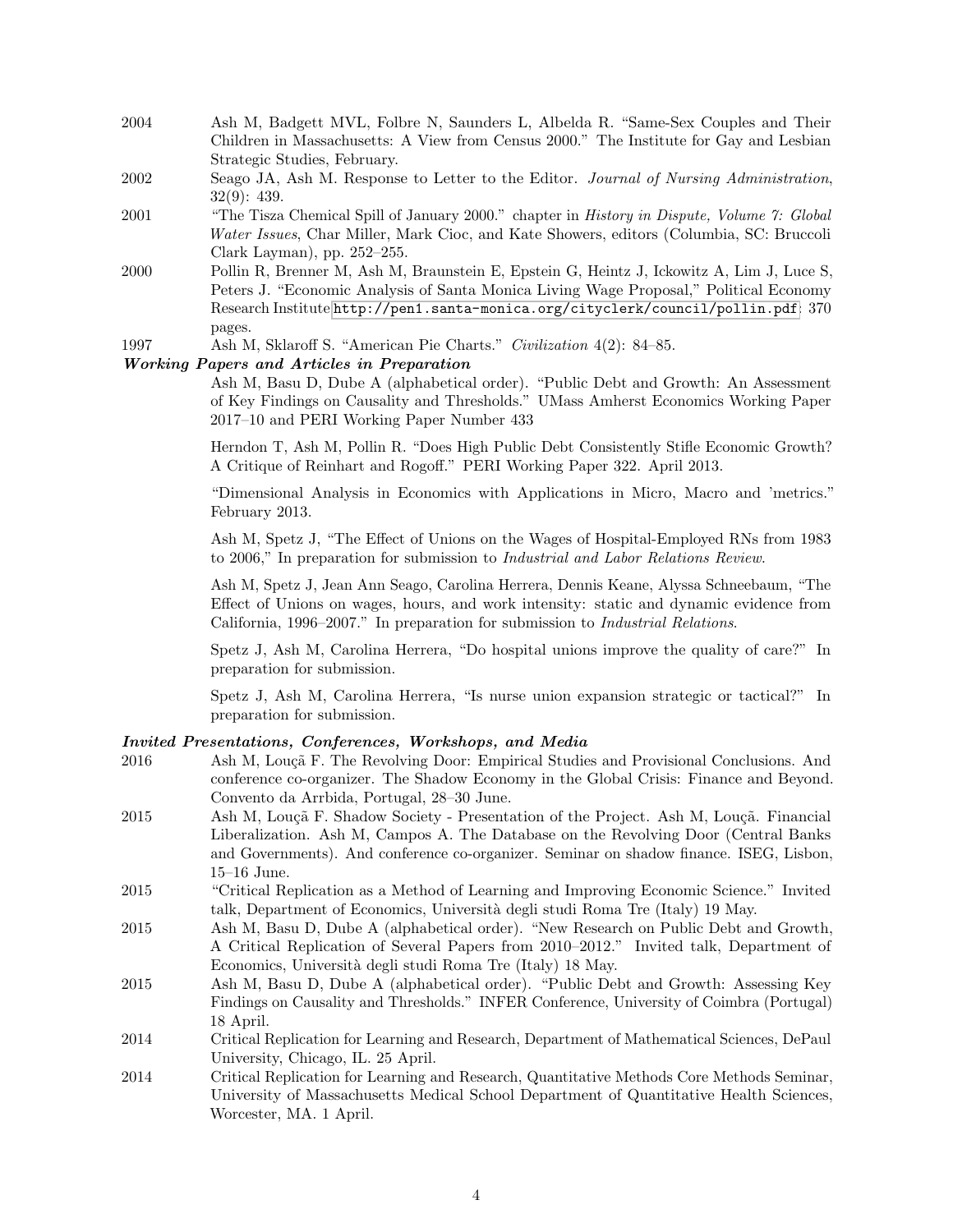2004 Ash M, Badgett MVL, Folbre N, Saunders L, Albelda R. "Same-Sex Couples and Their Children in Massachusetts: A View from Census 2000." The Institute for Gay and Lesbian Strategic Studies, February.

2002 Seago JA, Ash M. Response to Letter to the Editor. *Journal of Nursing Administration*, 32(9): 439.

2001 "The Tisza Chemical Spill of January 2000." chapter in *History in Dispute, Volume 7: Global Water Issues*, Char Miller, Mark Cioc, and Kate Showers, editors (Columbia, SC: Bruccoli Clark Layman), pp. 252–255.

2000 Pollin R, Brenner M, Ash M, Braunstein E, Epstein G, Heintz J, Ickowitz A, Lim J, Luce S, Peters J. "Economic Analysis of Santa Monica Living Wage Proposal," Political Economy Research Institute http://pen1.santa-monica.org/cityclerk/council/pollin.pdf; 370 pages.

1997 Ash M, Sklaroff S. "American Pie Charts." *Civilization* 4(2): 84–85.

***Working Papers and Articles in Preparation***

Ash M, Basu D, Dube A (alphabetical order). "Public Debt and Growth: An Assessment of Key Findings on Causality and Thresholds." UMass Amherst Economics Working Paper 2017–10 and PERI Working Paper Number 433

Herndon T, Ash M, Pollin R. "Does High Public Debt Consistently Stifle Economic Growth? A Critique of Reinhart and Rogoff." PERI Working Paper 322. April 2013.

"Dimensional Analysis in Economics with Applications in Micro, Macro and 'metrics." February 2013.

Ash M, Spetz J, "The Effect of Unions on the Wages of Hospital-Employed RNs from 1983 to 2006," In preparation for submission to *Industrial and Labor Relations Review*.

Ash M, Spetz J, Jean Ann Seago, Carolina Herrera, Dennis Keane, Alyssa Schneebaum, "The Effect of Unions on wages, hours, and work intensity: static and dynamic evidence from California, 1996–2007." In preparation for submission to *Industrial Relations*.

Spetz J, Ash M, Carolina Herrera, "Do hospital unions improve the quality of care?" In preparation for submission.

Spetz J, Ash M, Carolina Herrera, "Is nurse union expansion strategic or tactical?" In preparation for submission.

***Invited Presentations, Conferences, Workshops, and Media***

2016 Ash M, Louçã F. The Revolving Door: Empirical Studies and Provisional Conclusions. And conference co-organizer. The Shadow Economy in the Global Crisis: Finance and Beyond. Convento da Arrbida, Portugal, 28–30 June.

2015 Ash M, Louçã F. Shadow Society - Presentation of the Project. Ash M, Louçã. Financial Liberalization. Ash M, Campos A. The Database on the Revolving Door (Central Banks and Governments). And conference co-organizer. Seminar on shadow finance. ISEG, Lisbon, 15–16 June.

2015 "Critical Replication as a Method of Learning and Improving Economic Science." Invited talk, Department of Economics, Università degli studi Roma Tre (Italy) 19 May.

2015 Ash M, Basu D, Dube A (alphabetical order). "New Research on Public Debt and Growth, A Critical Replication of Several Papers from 2010–2012." Invited talk, Department of Economics, Università degli studi Roma Tre (Italy) 18 May.

2015 Ash M, Basu D, Dube A (alphabetical order). "Public Debt and Growth: Assessing Key Findings on Causality and Thresholds." INFER Conference, University of Coimbra (Portugal) 18 April.

2014 Critical Replication for Learning and Research, Department of Mathematical Sciences, DePaul University, Chicago, IL. 25 April.

2014 Critical Replication for Learning and Research, Quantitative Methods Core Methods Seminar, University of Massachusetts Medical School Department of Quantitative Health Sciences, Worcester, MA. 1 April.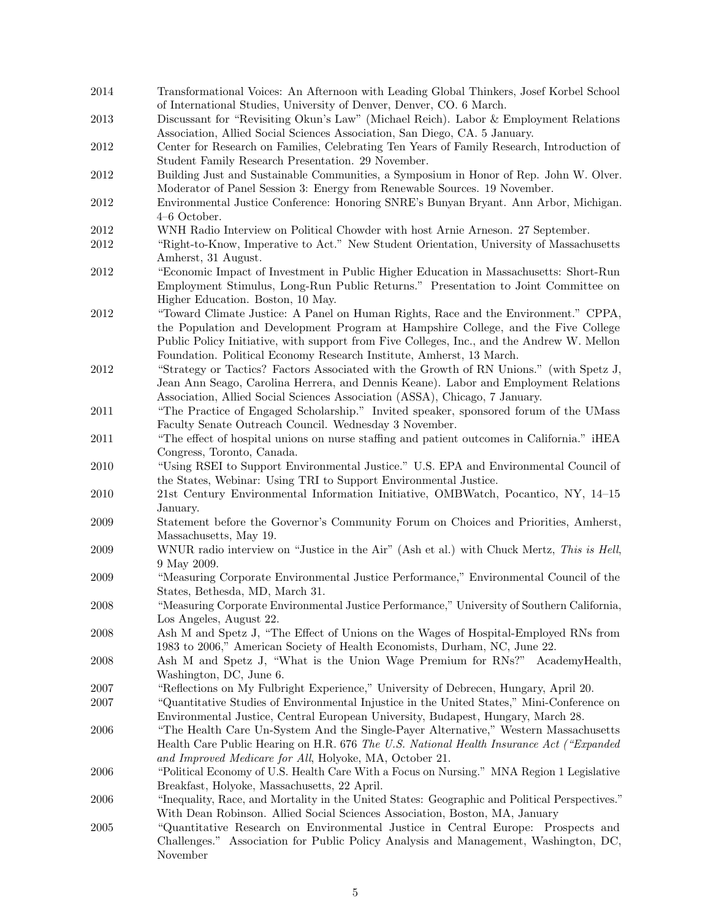| | |
|---|---|
| 2014 | Transformational Voices: An Afternoon with Leading Global Thinkers, Josef Korbel School of International Studies, University of Denver, Denver, CO. 6 March. |
| 2013 | Discussant for "Revisiting Okun's Law" (Michael Reich). Labor & Employment Relations Association, Allied Social Sciences Association, San Diego, CA. 5 January. |
| 2012 | Center for Research on Families, Celebrating Ten Years of Family Research, Introduction of Student Family Research Presentation. 29 November. |
| 2012 | Building Just and Sustainable Communities, a Symposium in Honor of Rep. John W. Olver. Moderator of Panel Session 3: Energy from Renewable Sources. 19 November. |
| 2012 | Environmental Justice Conference: Honoring SNRE's Bunyan Bryant. Ann Arbor, Michigan. 4–6 October. |
| 2012 | WNH Radio Interview on Political Chowder with host Arnie Arneson. 27 September. |
| 2012 | "Right-to-Know, Imperative to Act." New Student Orientation, University of Massachusetts Amherst, 31 August. |
| 2012 | "Economic Impact of Investment in Public Higher Education in Massachusetts: Short-Run Employment Stimulus, Long-Run Public Returns." Presentation to Joint Committee on Higher Education. Boston, 10 May. |
| 2012 | "Toward Climate Justice: A Panel on Human Rights, Race and the Environment." CPPA, the Population and Development Program at Hampshire College, and the Five College Public Policy Initiative, with support from Five Colleges, Inc., and the Andrew W. Mellon Foundation. Political Economy Research Institute, Amherst, 13 March. |
| 2012 | "Strategy or Tactics? Factors Associated with the Growth of RN Unions." (with Spetz J, Jean Ann Seago, Carolina Herrera, and Dennis Keane). Labor and Employment Relations Association, Allied Social Sciences Association (ASSA), Chicago, 7 January. |
| 2011 | "The Practice of Engaged Scholarship." Invited speaker, sponsored forum of the UMass Faculty Senate Outreach Council. Wednesday 3 November. |
| 2011 | "The effect of hospital unions on nurse staffing and patient outcomes in California." iHEA Congress, Toronto, Canada. |
| 2010 | "Using RSEI to Support Environmental Justice." U.S. EPA and Environmental Council of the States, Webinar: Using TRI to Support Environmental Justice. |
| 2010 | 21st Century Environmental Information Initiative, OMBWatch, Pocantico, NY, 14–15 January. |
| 2009 | Statement before the Governor's Community Forum on Choices and Priorities, Amherst, Massachusetts, May 19. |
| 2009 | WNUR radio interview on "Justice in the Air" (Ash et al.) with Chuck Mertz, *This is Hell*, 9 May 2009. |
| 2009 | "Measuring Corporate Environmental Justice Performance," Environmental Council of the States, Bethesda, MD, March 31. |
| 2008 | "Measuring Corporate Environmental Justice Performance," University of Southern California, Los Angeles, August 22. |
| 2008 | Ash M and Spetz J, "The Effect of Unions on the Wages of Hospital-Employed RNs from 1983 to 2006," American Society of Health Economists, Durham, NC, June 22. |
| 2008 | Ash M and Spetz J, "What is the Union Wage Premium for RNs?" AcademyHealth, Washington, DC, June 6. |
| 2007 | "Reflections on My Fulbright Experience," University of Debrecen, Hungary, April 20. |
| 2007 | "Quantitative Studies of Environmental Injustice in the United States," Mini-Conference on Environmental Justice, Central European University, Budapest, Hungary, March 28. |
| 2006 | "The Health Care Un-System And the Single-Payer Alternative," Western Massachusetts Health Care Public Hearing on H.R. 676 *The U.S. National Health Insurance Act ("Expanded and Improved Medicare for All*, Holyoke, MA, October 21. |
| 2006 | "Political Economy of U.S. Health Care With a Focus on Nursing." MNA Region 1 Legislative Breakfast, Holyoke, Massachusetts, 22 April. |
| 2006 | "Inequality, Race, and Mortality in the United States: Geographic and Political Perspectives." With Dean Robinson. Allied Social Sciences Association, Boston, MA, January |
| 2005 | "Quantitative Research on Environmental Justice in Central Europe: Prospects and Challenges." Association for Public Policy Analysis and Management, Washington, DC, November |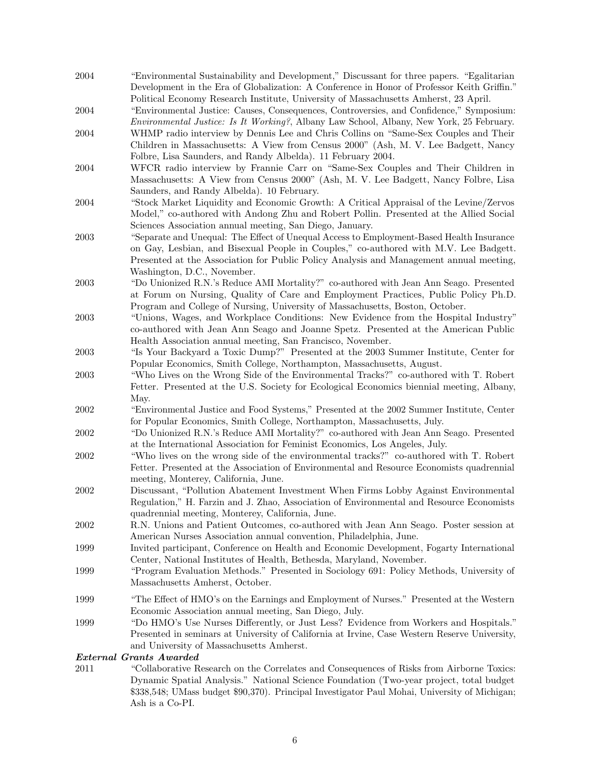2004 "Environmental Sustainability and Development," Discussant for three papers. "Egalitarian Development in the Era of Globalization: A Conference in Honor of Professor Keith Griffin." Political Economy Research Institute, University of Massachusetts Amherst, 23 April.

2004 "Environmental Justice: Causes, Consequences, Controversies, and Confidence," Symposium: *Environmental Justice: Is It Working?*, Albany Law School, Albany, New York, 25 February.

2004 WHMP radio interview by Dennis Lee and Chris Collins on "Same-Sex Couples and Their Children in Massachusetts: A View from Census 2000" (Ash, M. V. Lee Badgett, Nancy Folbre, Lisa Saunders, and Randy Albelda). 11 February 2004.

2004 WFCR radio interview by Frannie Carr on "Same-Sex Couples and Their Children in Massachusetts: A View from Census 2000" (Ash, M. V. Lee Badgett, Nancy Folbre, Lisa Saunders, and Randy Albelda). 10 February.

2004 "Stock Market Liquidity and Economic Growth: A Critical Appraisal of the Levine/Zervos Model," co-authored with Andong Zhu and Robert Pollin. Presented at the Allied Social Sciences Association annual meeting, San Diego, January.

2003 "Separate and Unequal: The Effect of Unequal Access to Employment-Based Health Insurance on Gay, Lesbian, and Bisexual People in Couples," co-authored with M.V. Lee Badgett. Presented at the Association for Public Policy Analysis and Management annual meeting, Washington, D.C., November.

2003 "Do Unionized R.N.'s Reduce AMI Mortality?" co-authored with Jean Ann Seago. Presented at Forum on Nursing, Quality of Care and Employment Practices, Public Policy Ph.D. Program and College of Nursing, University of Massachusetts, Boston, October.

2003 "Unions, Wages, and Workplace Conditions: New Evidence from the Hospital Industry" co-authored with Jean Ann Seago and Joanne Spetz. Presented at the American Public Health Association annual meeting, San Francisco, November.

2003 "Is Your Backyard a Toxic Dump?" Presented at the 2003 Summer Institute, Center for Popular Economics, Smith College, Northampton, Massachusetts, August.

2003 "Who Lives on the Wrong Side of the Environmental Tracks?" co-authored with T. Robert Fetter. Presented at the U.S. Society for Ecological Economics biennial meeting, Albany, May.

2002 "Environmental Justice and Food Systems," Presented at the 2002 Summer Institute, Center for Popular Economics, Smith College, Northampton, Massachusetts, July.

2002 "Do Unionized R.N.'s Reduce AMI Mortality?" co-authored with Jean Ann Seago. Presented at the International Association for Feminist Economics, Los Angeles, July.

2002 "Who lives on the wrong side of the environmental tracks?" co-authored with T. Robert Fetter. Presented at the Association of Environmental and Resource Economists quadrennial meeting, Monterey, California, June.

2002 Discussant, "Pollution Abatement Investment When Firms Lobby Against Environmental Regulation," H. Farzin and J. Zhao, Association of Environmental and Resource Economists quadrennial meeting, Monterey, California, June.

2002 R.N. Unions and Patient Outcomes, co-authored with Jean Ann Seago. Poster session at American Nurses Association annual convention, Philadelphia, June.

1999 Invited participant, Conference on Health and Economic Development, Fogarty International Center, National Institutes of Health, Bethesda, Maryland, November.

1999 "Program Evaluation Methods." Presented in Sociology 691: Policy Methods, University of Massachusetts Amherst, October.

1999 "The Effect of HMO's on the Earnings and Employment of Nurses." Presented at the Western Economic Association annual meeting, San Diego, July.

1999 "Do HMO's Use Nurses Differently, or Just Less? Evidence from Workers and Hospitals." Presented in seminars at University of California at Irvine, Case Western Reserve University, and University of Massachusetts Amherst.

***External Grants Awarded***

2011 "Collaborative Research on the Correlates and Consequences of Risks from Airborne Toxics: Dynamic Spatial Analysis." National Science Foundation (Two-year project, total budget $338,548; UMass budget $90,370). Principal Investigator Paul Mohai, University of Michigan; Ash is a Co-PI.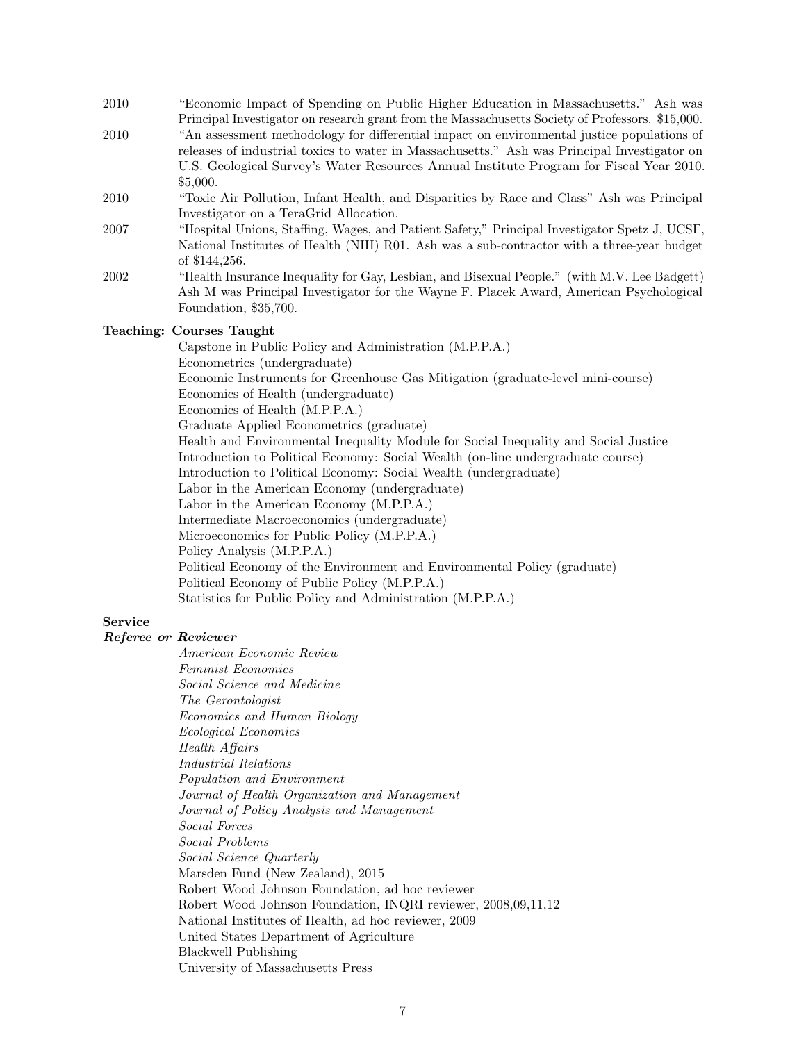2010 "Economic Impact of Spending on Public Higher Education in Massachusetts." Ash was Principal Investigator on research grant from the Massachusetts Society of Professors. $15,000.

2010 "An assessment methodology for differential impact on environmental justice populations of releases of industrial toxics to water in Massachusetts." Ash was Principal Investigator on U.S. Geological Survey's Water Resources Annual Institute Program for Fiscal Year 2010. $5,000.

2010 "Toxic Air Pollution, Infant Health, and Disparities by Race and Class" Ash was Principal Investigator on a TeraGrid Allocation.

2007 "Hospital Unions, Staffing, Wages, and Patient Safety," Principal Investigator Spetz J, UCSF, National Institutes of Health (NIH) R01. Ash was a sub-contractor with a three-year budget of $144,256.

2002 "Health Insurance Inequality for Gay, Lesbian, and Bisexual People." (with M.V. Lee Badgett) Ash M was Principal Investigator for the Wayne F. Placek Award, American Psychological Foundation, $35,700.

**Teaching: Courses Taught**

Capstone in Public Policy and Administration (M.P.P.A.)
Econometrics (undergraduate)
Economic Instruments for Greenhouse Gas Mitigation (graduate-level mini-course)
Economics of Health (undergraduate)
Economics of Health (M.P.P.A.)
Graduate Applied Econometrics (graduate)
Health and Environmental Inequality Module for Social Inequality and Social Justice
Introduction to Political Economy: Social Wealth (on-line undergraduate course)
Introduction to Political Economy: Social Wealth (undergraduate)
Labor in the American Economy (undergraduate)
Labor in the American Economy (M.P.P.A.)
Intermediate Macroeconomics (undergraduate)
Microeconomics for Public Policy (M.P.P.A.)
Policy Analysis (M.P.P.A.)
Political Economy of the Environment and Environmental Policy (graduate)
Political Economy of Public Policy (M.P.P.A.)
Statistics for Public Policy and Administration (M.P.P.A.)

**Service**

***Referee or Reviewer***

*American Economic Review*
*Feminist Economics*
*Social Science and Medicine*
*The Gerontologist*
*Economics and Human Biology*
*Ecological Economics*
*Health Affairs*
*Industrial Relations*
*Population and Environment*
*Journal of Health Organization and Management*
*Journal of Policy Analysis and Management*
*Social Forces*
*Social Problems*
*Social Science Quarterly*
Marsden Fund (New Zealand), 2015
Robert Wood Johnson Foundation, ad hoc reviewer
Robert Wood Johnson Foundation, INQRI reviewer, 2008,09,11,12
National Institutes of Health, ad hoc reviewer, 2009
United States Department of Agriculture
Blackwell Publishing
University of Massachusetts Press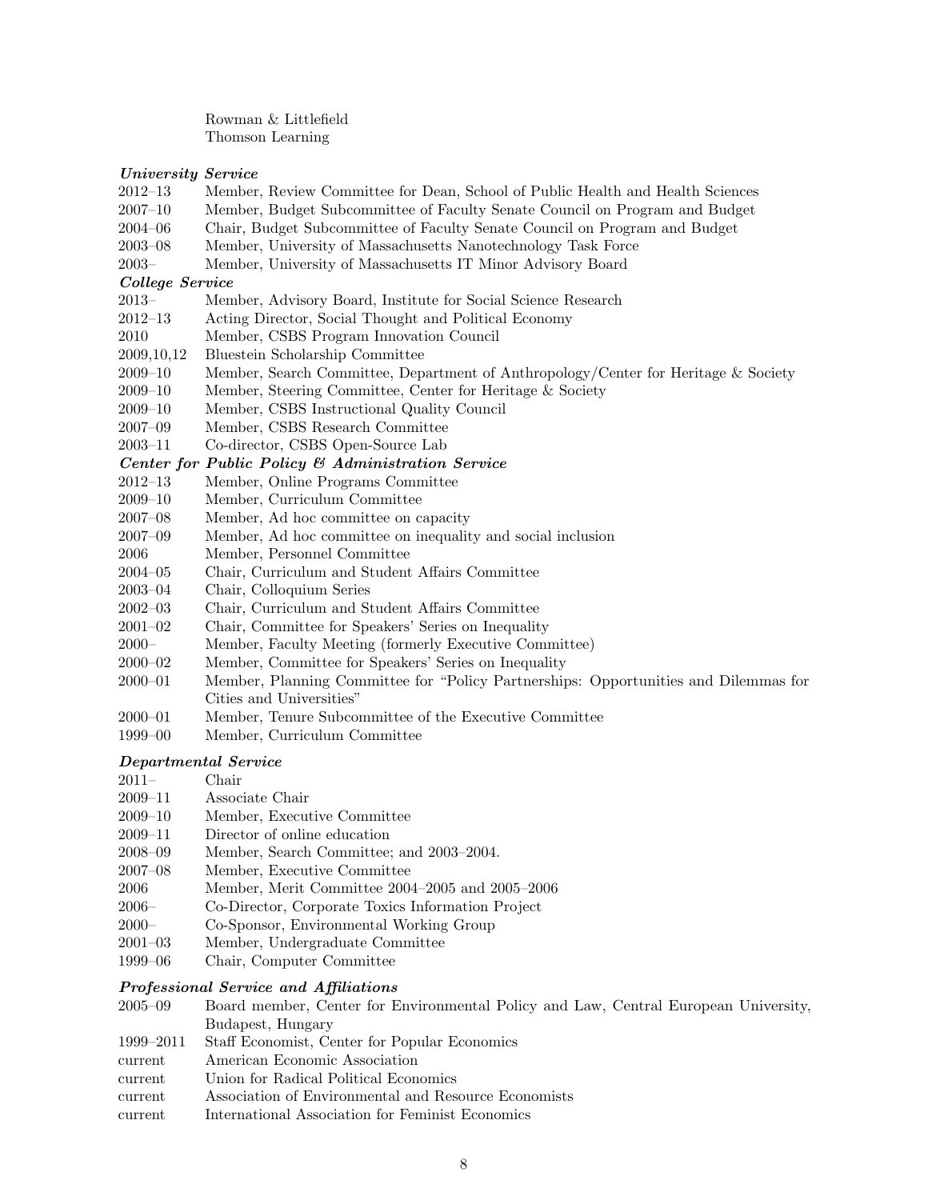Rowman & Littlefield
Thomson Learning

***University Service***

| | |
|---|---|
| 2012–13 | Member, Review Committee for Dean, School of Public Health and Health Sciences |
| 2007–10 | Member, Budget Subcommittee of Faculty Senate Council on Program and Budget |
| 2004–06 | Chair, Budget Subcommittee of Faculty Senate Council on Program and Budget |
| 2003–08 | Member, University of Massachusetts Nanotechnology Task Force |
| 2003– | Member, University of Massachusetts IT Minor Advisory Board |

***College Service***

| | |
|---|---|
| 2013– | Member, Advisory Board, Institute for Social Science Research |
| 2012–13 | Acting Director, Social Thought and Political Economy |
| 2010 | Member, CSBS Program Innovation Council |
| 2009,10,12 | Bluestein Scholarship Committee |
| 2009–10 | Member, Search Committee, Department of Anthropology/Center for Heritage & Society |
| 2009–10 | Member, Steering Committee, Center for Heritage & Society |
| 2009–10 | Member, CSBS Instructional Quality Council |
| 2007–09 | Member, CSBS Research Committee |
| 2003–11 | Co-director, CSBS Open-Source Lab |

***Center for Public Policy & Administration Service***

| | |
|---|---|
| 2012–13 | Member, Online Programs Committee |
| 2009–10 | Member, Curriculum Committee |
| 2007–08 | Member, Ad hoc committee on capacity |
| 2007–09 | Member, Ad hoc committee on inequality and social inclusion |
| 2006 | Member, Personnel Committee |
| 2004–05 | Chair, Curriculum and Student Affairs Committee |
| 2003–04 | Chair, Colloquium Series |
| 2002–03 | Chair, Curriculum and Student Affairs Committee |
| 2001–02 | Chair, Committee for Speakers' Series on Inequality |
| 2000– | Member, Faculty Meeting (formerly Executive Committee) |
| 2000–02 | Member, Committee for Speakers' Series on Inequality |
| 2000–01 | Member, Planning Committee for "Policy Partnerships: Opportunities and Dilemmas for Cities and Universities" |
| 2000–01 | Member, Tenure Subcommittee of the Executive Committee |
| 1999–00 | Member, Curriculum Committee |

***Departmental Service***

| | |
|---|---|
| 2011– | Chair |
| 2009–11 | Associate Chair |
| 2009–10 | Member, Executive Committee |
| 2009–11 | Director of online education |
| 2008–09 | Member, Search Committee; and 2003–2004. |
| 2007–08 | Member, Executive Committee |
| 2006 | Member, Merit Committee 2004–2005 and 2005–2006 |
| 2006– | Co-Director, Corporate Toxics Information Project |
| 2000– | Co-Sponsor, Environmental Working Group |
| 2001–03 | Member, Undergraduate Committee |
| 1999–06 | Chair, Computer Committee |

***Professional Service and Affiliations***

| | |
|---|---|
| 2005–09 | Board member, Center for Environmental Policy and Law, Central European University, Budapest, Hungary |
| 1999–2011 | Staff Economist, Center for Popular Economics |
| current | American Economic Association |
| current | Union for Radical Political Economics |
| current | Association of Environmental and Resource Economists |
| current | International Association for Feminist Economics |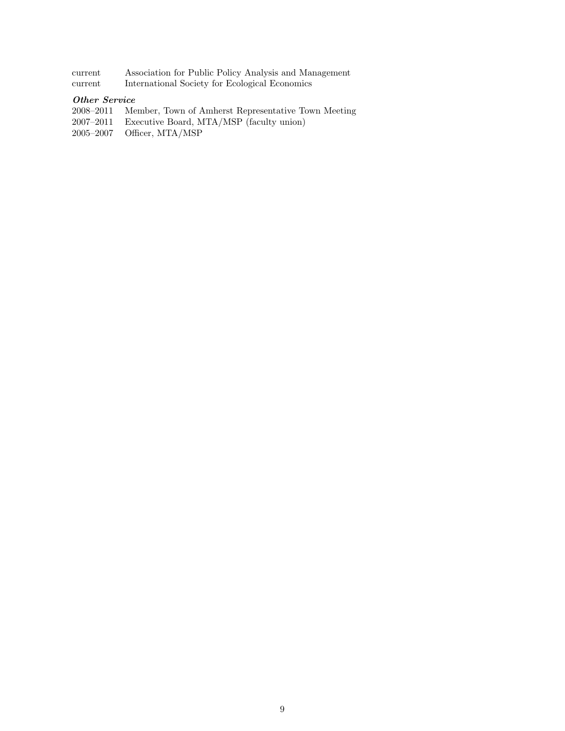| | |
|---|---|
| current | Association for Public Policy Analysis and Management |
| current | International Society for Ecological Economics |

***Other Service***

| | |
|---|---|
| 2008–2011 | Member, Town of Amherst Representative Town Meeting |
| 2007–2011 | Executive Board, MTA/MSP (faculty union) |
| 2005–2007 | Officer, MTA/MSP |